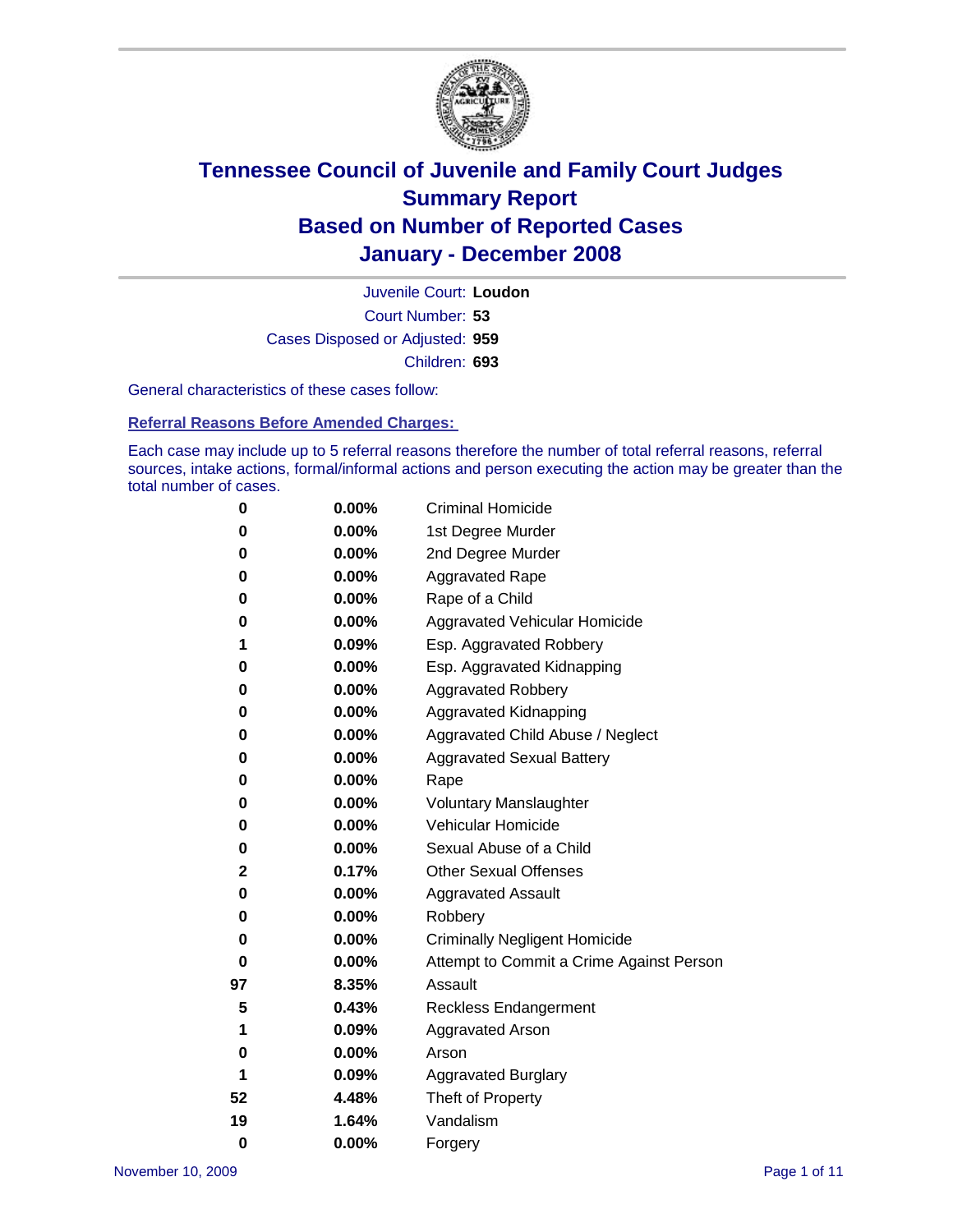# Tennessee Council of Juvenile and Family Court Judges
## Summary Report
## Based on Number of Reported Cases
## January - December 2008

Juvenile Court: **Loudon**

Court Number: **53**

Cases Disposed or Adjusted: **959**

Children: **693**

General characteristics of these cases follow:

### Referral Reasons Before Amended Charges:

Each case may include up to 5 referral reasons therefore the number of total referral reasons, referral sources, intake actions, formal/informal actions and person executing the action may be greater than the total number of cases.

| Count | Percent | Referral Reason |
|---|---|---|
| 0 | 0.00% | Criminal Homicide |
| 0 | 0.00% | 1st Degree Murder |
| 0 | 0.00% | 2nd Degree Murder |
| 0 | 0.00% | Aggravated Rape |
| 0 | 0.00% | Rape of a Child |
| 0 | 0.00% | Aggravated Vehicular Homicide |
| 1 | 0.09% | Esp. Aggravated Robbery |
| 0 | 0.00% | Esp. Aggravated Kidnapping |
| 0 | 0.00% | Aggravated Robbery |
| 0 | 0.00% | Aggravated Kidnapping |
| 0 | 0.00% | Aggravated Child Abuse / Neglect |
| 0 | 0.00% | Aggravated Sexual Battery |
| 0 | 0.00% | Rape |
| 0 | 0.00% | Voluntary Manslaughter |
| 0 | 0.00% | Vehicular Homicide |
| 0 | 0.00% | Sexual Abuse of a Child |
| 2 | 0.17% | Other Sexual Offenses |
| 0 | 0.00% | Aggravated Assault |
| 0 | 0.00% | Robbery |
| 0 | 0.00% | Criminally Negligent Homicide |
| 0 | 0.00% | Attempt to Commit a Crime Against Person |
| 97 | 8.35% | Assault |
| 5 | 0.43% | Reckless Endangerment |
| 1 | 0.09% | Aggravated Arson |
| 0 | 0.00% | Arson |
| 1 | 0.09% | Aggravated Burglary |
| 52 | 4.48% | Theft of Property |
| 19 | 1.64% | Vandalism |
| 0 | 0.00% | Forgery |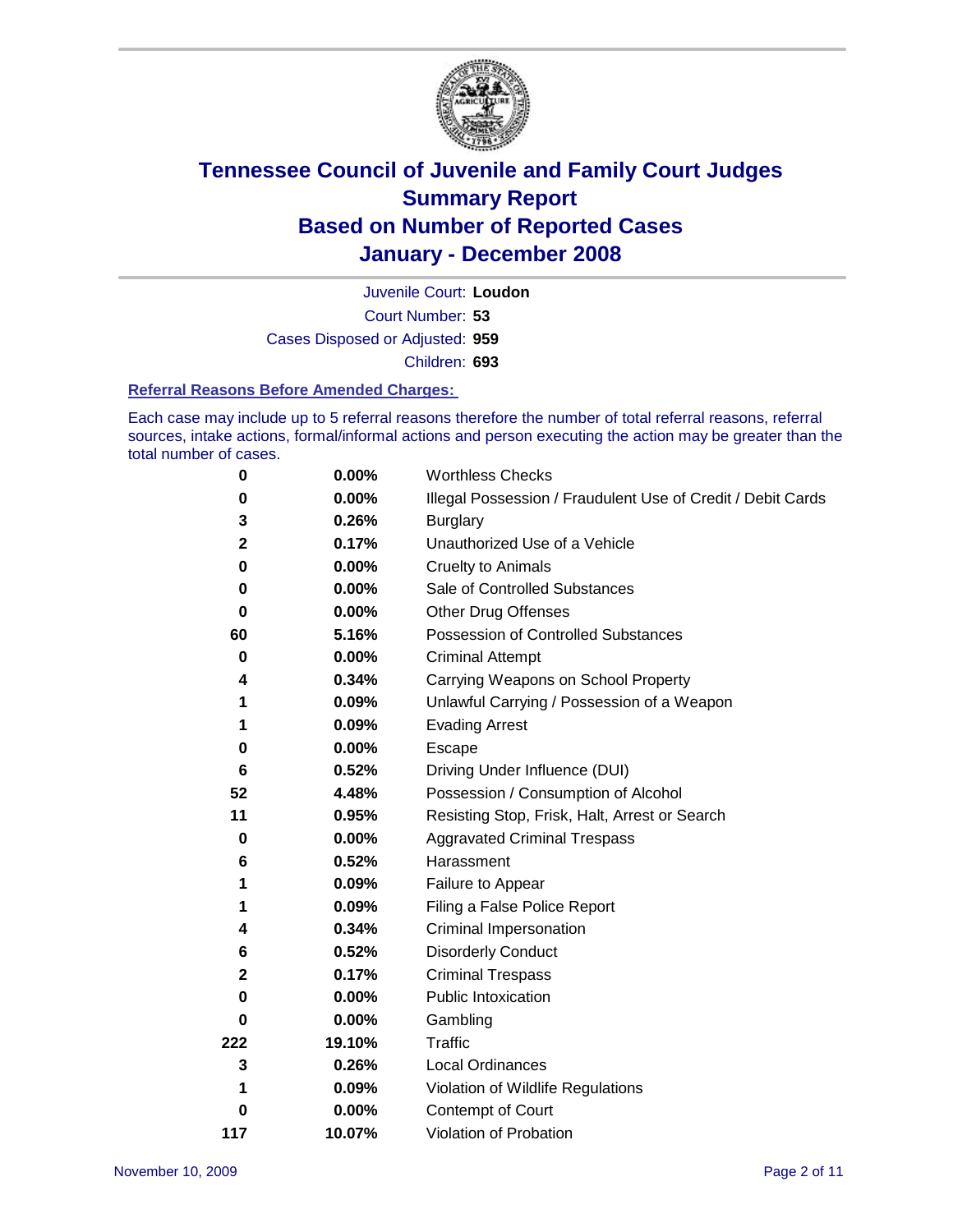# Tennessee Council of Juvenile and Family Court Judges
## Summary Report
## Based on Number of Reported Cases
## January - December 2008

Juvenile Court: **Loudon**

Court Number: **53**

Cases Disposed or Adjusted: **959**

Children: **693**

### Referral Reasons Before Amended Charges:

Each case may include up to 5 referral reasons therefore the number of total referral reasons, referral sources, intake actions, formal/informal actions and person executing the action may be greater than the total number of cases.

| Count | Percent | Referral Reason |
|---|---|---|
| 0 | 0.00% | Worthless Checks |
| 0 | 0.00% | Illegal Possession / Fraudulent Use of Credit / Debit Cards |
| 3 | 0.26% | Burglary |
| 2 | 0.17% | Unauthorized Use of a Vehicle |
| 0 | 0.00% | Cruelty to Animals |
| 0 | 0.00% | Sale of Controlled Substances |
| 0 | 0.00% | Other Drug Offenses |
| 60 | 5.16% | Possession of Controlled Substances |
| 0 | 0.00% | Criminal Attempt |
| 4 | 0.34% | Carrying Weapons on School Property |
| 1 | 0.09% | Unlawful Carrying / Possession of a Weapon |
| 1 | 0.09% | Evading Arrest |
| 0 | 0.00% | Escape |
| 6 | 0.52% | Driving Under Influence (DUI) |
| 52 | 4.48% | Possession / Consumption of Alcohol |
| 11 | 0.95% | Resisting Stop, Frisk, Halt, Arrest or Search |
| 0 | 0.00% | Aggravated Criminal Trespass |
| 6 | 0.52% | Harassment |
| 1 | 0.09% | Failure to Appear |
| 1 | 0.09% | Filing a False Police Report |
| 4 | 0.34% | Criminal Impersonation |
| 6 | 0.52% | Disorderly Conduct |
| 2 | 0.17% | Criminal Trespass |
| 0 | 0.00% | Public Intoxication |
| 0 | 0.00% | Gambling |
| 222 | 19.10% | Traffic |
| 3 | 0.26% | Local Ordinances |
| 1 | 0.09% | Violation of Wildlife Regulations |
| 0 | 0.00% | Contempt of Court |
| 117 | 10.07% | Violation of Probation |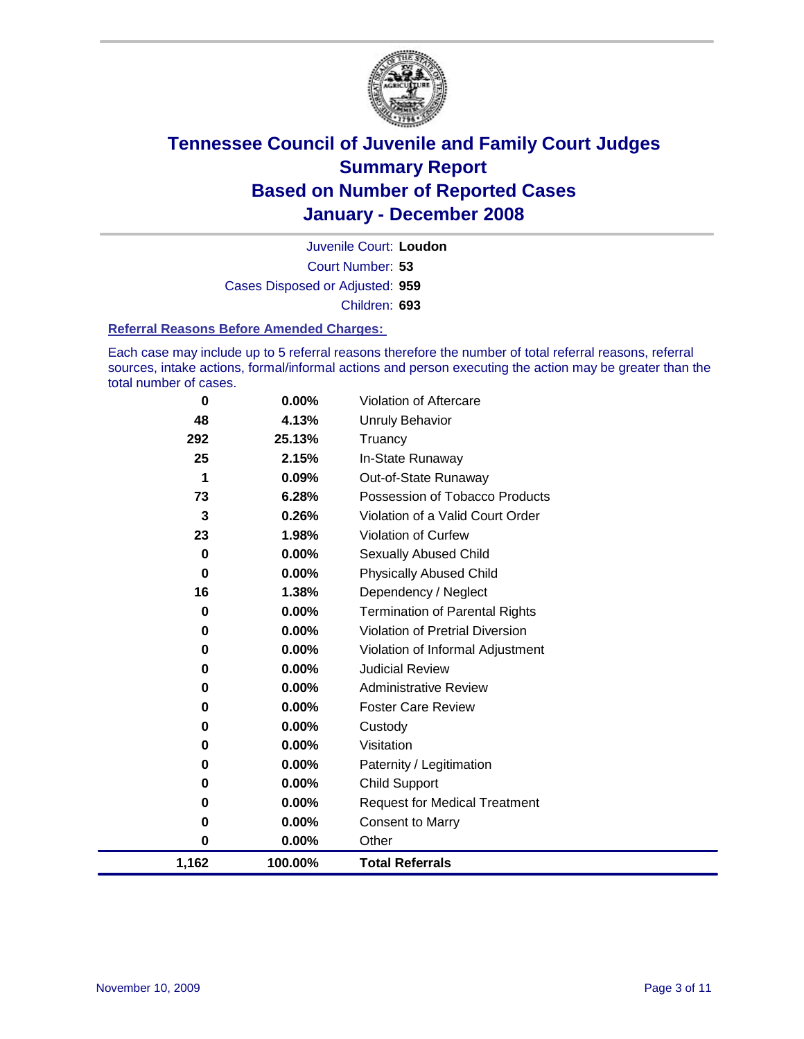# Tennessee Council of Juvenile and Family Court Judges
## Summary Report
## Based on Number of Reported Cases
## January - December 2008

Juvenile Court: **Loudon**

Court Number: **53**

Cases Disposed or Adjusted: **959**

Children: **693**

### Referral Reasons Before Amended Charges:

Each case may include up to 5 referral reasons therefore the number of total referral reasons, referral sources, intake actions, formal/informal actions and person executing the action may be greater than the total number of cases.

| Count | Percent | Referral Reason |
|---|---|---|
| 0 | 0.00% | Violation of Aftercare |
| 48 | 4.13% | Unruly Behavior |
| 292 | 25.13% | Truancy |
| 25 | 2.15% | In-State Runaway |
| 1 | 0.09% | Out-of-State Runaway |
| 73 | 6.28% | Possession of Tobacco Products |
| 3 | 0.26% | Violation of a Valid Court Order |
| 23 | 1.98% | Violation of Curfew |
| 0 | 0.00% | Sexually Abused Child |
| 0 | 0.00% | Physically Abused Child |
| 16 | 1.38% | Dependency / Neglect |
| 0 | 0.00% | Termination of Parental Rights |
| 0 | 0.00% | Violation of Pretrial Diversion |
| 0 | 0.00% | Violation of Informal Adjustment |
| 0 | 0.00% | Judicial Review |
| 0 | 0.00% | Administrative Review |
| 0 | 0.00% | Foster Care Review |
| 0 | 0.00% | Custody |
| 0 | 0.00% | Visitation |
| 0 | 0.00% | Paternity / Legitimation |
| 0 | 0.00% | Child Support |
| 0 | 0.00% | Request for Medical Treatment |
| 0 | 0.00% | Consent to Marry |
| 0 | 0.00% | Other |
| **1,162** | **100.00%** | **Total Referrals** |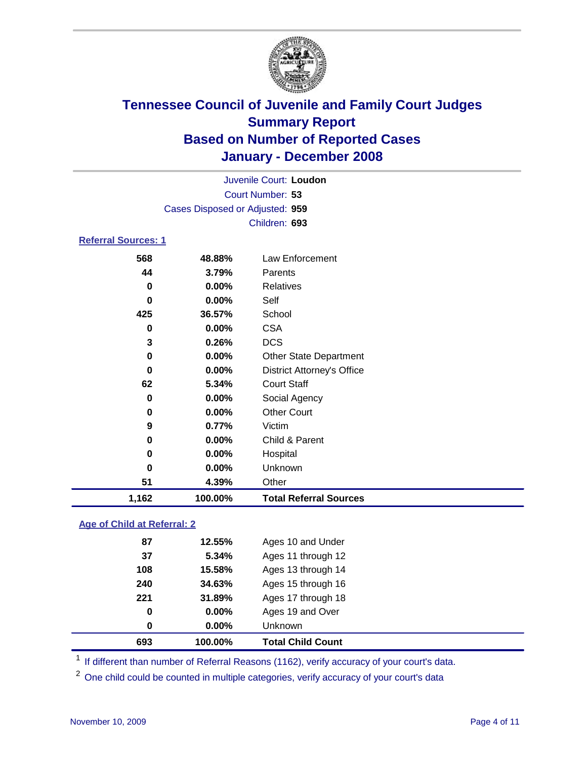# Tennessee Council of Juvenile and Family Court Judges
## Summary Report
## Based on Number of Reported Cases
## January - December 2008

Juvenile Court: **Loudon**
Court Number: **53**
Cases Disposed or Adjusted: **959**
Children: **693**

### Referral Sources: 1

| | | |
|---|---|---|
| 568 | 48.88% | Law Enforcement |
| 44 | 3.79% | Parents |
| 0 | 0.00% | Relatives |
| 0 | 0.00% | Self |
| 425 | 36.57% | School |
| 0 | 0.00% | CSA |
| 3 | 0.26% | DCS |
| 0 | 0.00% | Other State Department |
| 0 | 0.00% | District Attorney's Office |
| 62 | 5.34% | Court Staff |
| 0 | 0.00% | Social Agency |
| 0 | 0.00% | Other Court |
| 9 | 0.77% | Victim |
| 0 | 0.00% | Child & Parent |
| 0 | 0.00% | Hospital |
| 0 | 0.00% | Unknown |
| 51 | 4.39% | Other |
| **1,162** | **100.00%** | **Total Referral Sources** |

### Age of Child at Referral: 2

| | | |
|---|---|---|
| 87 | 12.55% | Ages 10 and Under |
| 37 | 5.34% | Ages 11 through 12 |
| 108 | 15.58% | Ages 13 through 14 |
| 240 | 34.63% | Ages 15 through 16 |
| 221 | 31.89% | Ages 17 through 18 |
| 0 | 0.00% | Ages 19 and Over |
| 0 | 0.00% | Unknown |
| **693** | **100.00%** | **Total Child Count** |

[1] If different than number of Referral Reasons (1162), verify accuracy of your court's data.

[2] One child could be counted in multiple categories, verify accuracy of your court's data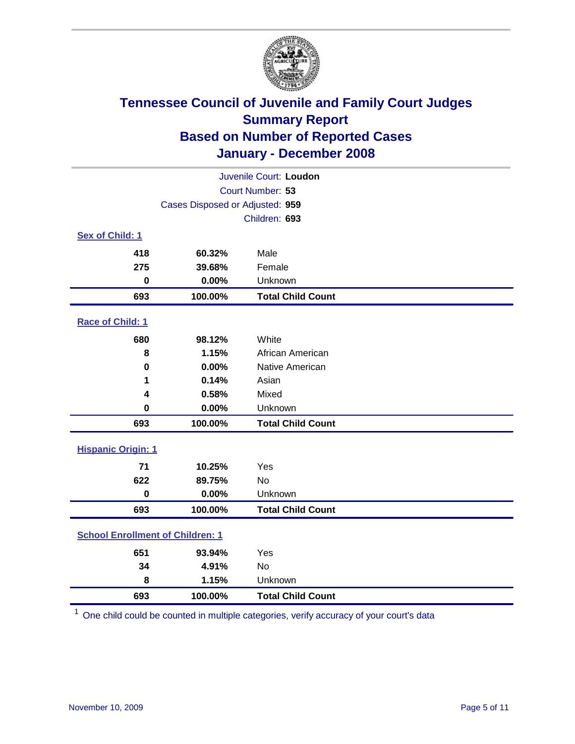# Tennessee Council of Juvenile and Family Court Judges
## Summary Report
## Based on Number of Reported Cases
## January - December 2008

Juvenile Court: **Loudon**
Court Number: **53**
Cases Disposed or Adjusted: **959**
Children: **693**

### Sex of Child: 1

| Count | Percent | Category |
|---|---|---|
| 418 | 60.32% | Male |
| 275 | 39.68% | Female |
| 0 | 0.00% | Unknown |
| **693** | **100.00%** | **Total Child Count** |

### Race of Child: 1

| Count | Percent | Category |
|---|---|---|
| 680 | 98.12% | White |
| 8 | 1.15% | African American |
| 0 | 0.00% | Native American |
| 1 | 0.14% | Asian |
| 4 | 0.58% | Mixed |
| 0 | 0.00% | Unknown |
| **693** | **100.00%** | **Total Child Count** |

### Hispanic Origin: 1

| Count | Percent | Category |
|---|---|---|
| 71 | 10.25% | Yes |
| 622 | 89.75% | No |
| 0 | 0.00% | Unknown |
| **693** | **100.00%** | **Total Child Count** |

### School Enrollment of Children: 1

| Count | Percent | Category |
|---|---|---|
| 651 | 93.94% | Yes |
| 34 | 4.91% | No |
| 8 | 1.15% | Unknown |
| **693** | **100.00%** | **Total Child Count** |

[1] One child could be counted in multiple categories, verify accuracy of your court's data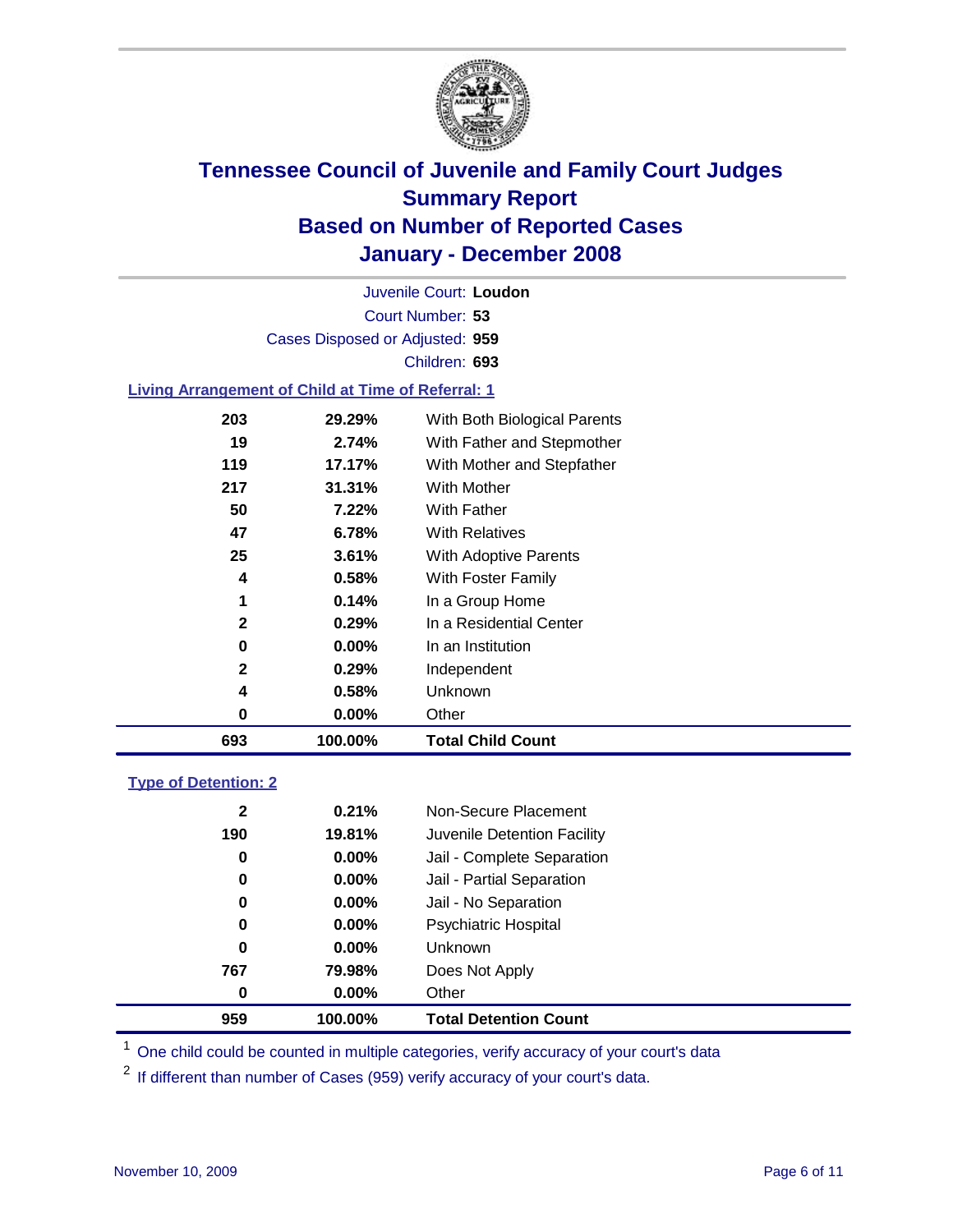# Tennessee Council of Juvenile and Family Court Judges
## Summary Report
## Based on Number of Reported Cases
## January - December 2008

Juvenile Court: **Loudon**

Court Number: **53**

Cases Disposed or Adjusted: **959**

Children: **693**

### Living Arrangement of Child at Time of Referral: 1

| Count | Percent | Category |
|---|---|---|
| 203 | 29.29% | With Both Biological Parents |
| 19 | 2.74% | With Father and Stepmother |
| 119 | 17.17% | With Mother and Stepfather |
| 217 | 31.31% | With Mother |
| 50 | 7.22% | With Father |
| 47 | 6.78% | With Relatives |
| 25 | 3.61% | With Adoptive Parents |
| 4 | 0.58% | With Foster Family |
| 1 | 0.14% | In a Group Home |
| 2 | 0.29% | In a Residential Center |
| 0 | 0.00% | In an Institution |
| 2 | 0.29% | Independent |
| 4 | 0.58% | Unknown |
| 0 | 0.00% | Other |
| **693** | **100.00%** | **Total Child Count** |

### Type of Detention: 2

| Count | Percent | Category |
|---|---|---|
| 2 | 0.21% | Non-Secure Placement |
| 190 | 19.81% | Juvenile Detention Facility |
| 0 | 0.00% | Jail - Complete Separation |
| 0 | 0.00% | Jail - Partial Separation |
| 0 | 0.00% | Jail - No Separation |
| 0 | 0.00% | Psychiatric Hospital |
| 0 | 0.00% | Unknown |
| 767 | 79.98% | Does Not Apply |
| 0 | 0.00% | Other |
| **959** | **100.00%** | **Total Detention Count** |

[1] One child could be counted in multiple categories, verify accuracy of your court's data

[2] If different than number of Cases (959) verify accuracy of your court's data.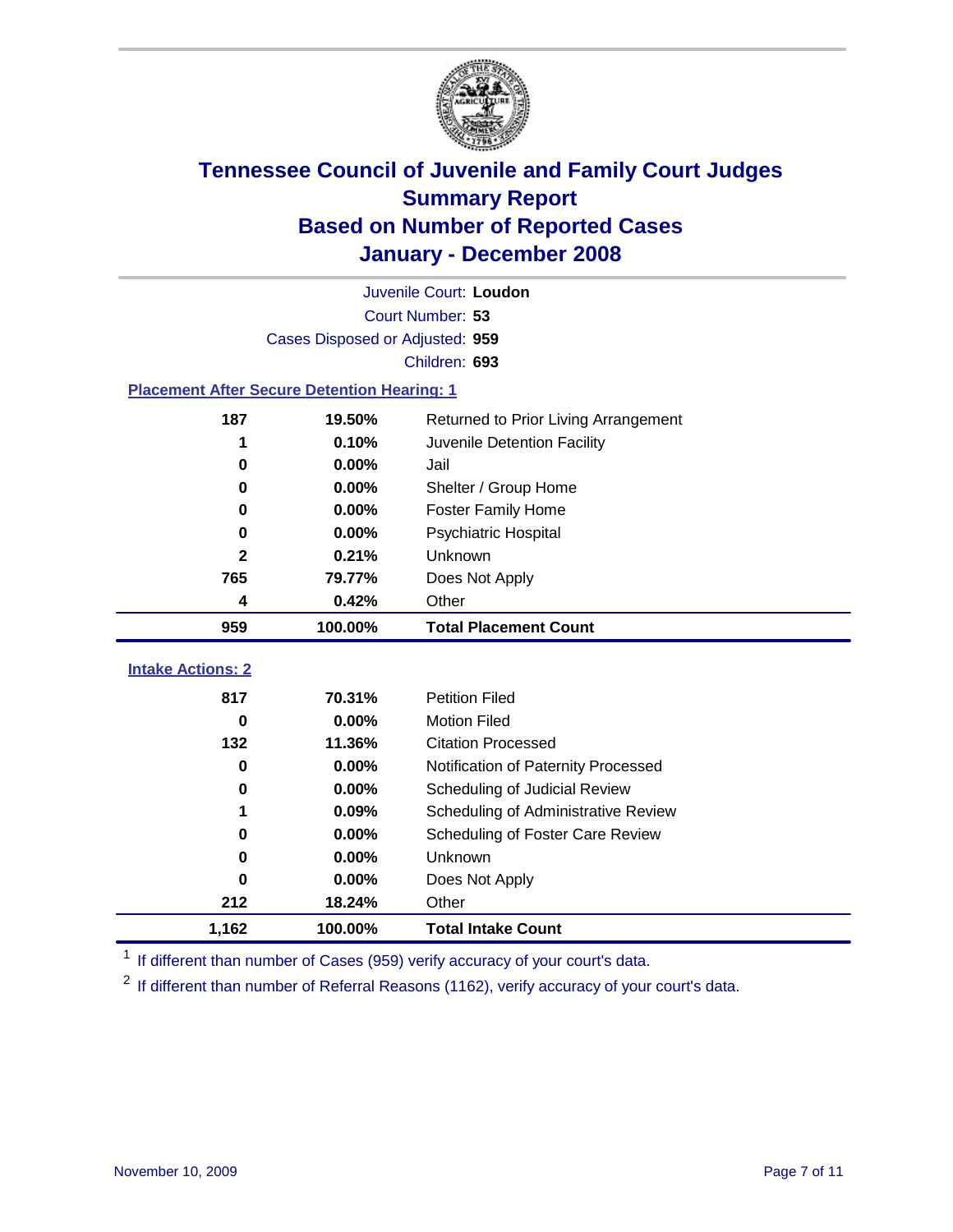# Tennessee Council of Juvenile and Family Court Judges
## Summary Report
## Based on Number of Reported Cases
## January - December 2008

Juvenile Court: **Loudon**

Court Number: **53**

Cases Disposed or Adjusted: **959**

Children: **693**

### Placement After Secure Detention Hearing: 1

| | | |
|---|---|---|
| 187 | 19.50% | Returned to Prior Living Arrangement |
| 1 | 0.10% | Juvenile Detention Facility |
| 0 | 0.00% | Jail |
| 0 | 0.00% | Shelter / Group Home |
| 0 | 0.00% | Foster Family Home |
| 0 | 0.00% | Psychiatric Hospital |
| 2 | 0.21% | Unknown |
| 765 | 79.77% | Does Not Apply |
| 4 | 0.42% | Other |
| **959** | **100.00%** | **Total Placement Count** |

### Intake Actions: 2

| | | |
|---|---|---|
| 817 | 70.31% | Petition Filed |
| 0 | 0.00% | Motion Filed |
| 132 | 11.36% | Citation Processed |
| 0 | 0.00% | Notification of Paternity Processed |
| 0 | 0.00% | Scheduling of Judicial Review |
| 1 | 0.09% | Scheduling of Administrative Review |
| 0 | 0.00% | Scheduling of Foster Care Review |
| 0 | 0.00% | Unknown |
| 0 | 0.00% | Does Not Apply |
| 212 | 18.24% | Other |
| **1,162** | **100.00%** | **Total Intake Count** |

[1] If different than number of Cases (959) verify accuracy of your court's data.

[2] If different than number of Referral Reasons (1162), verify accuracy of your court's data.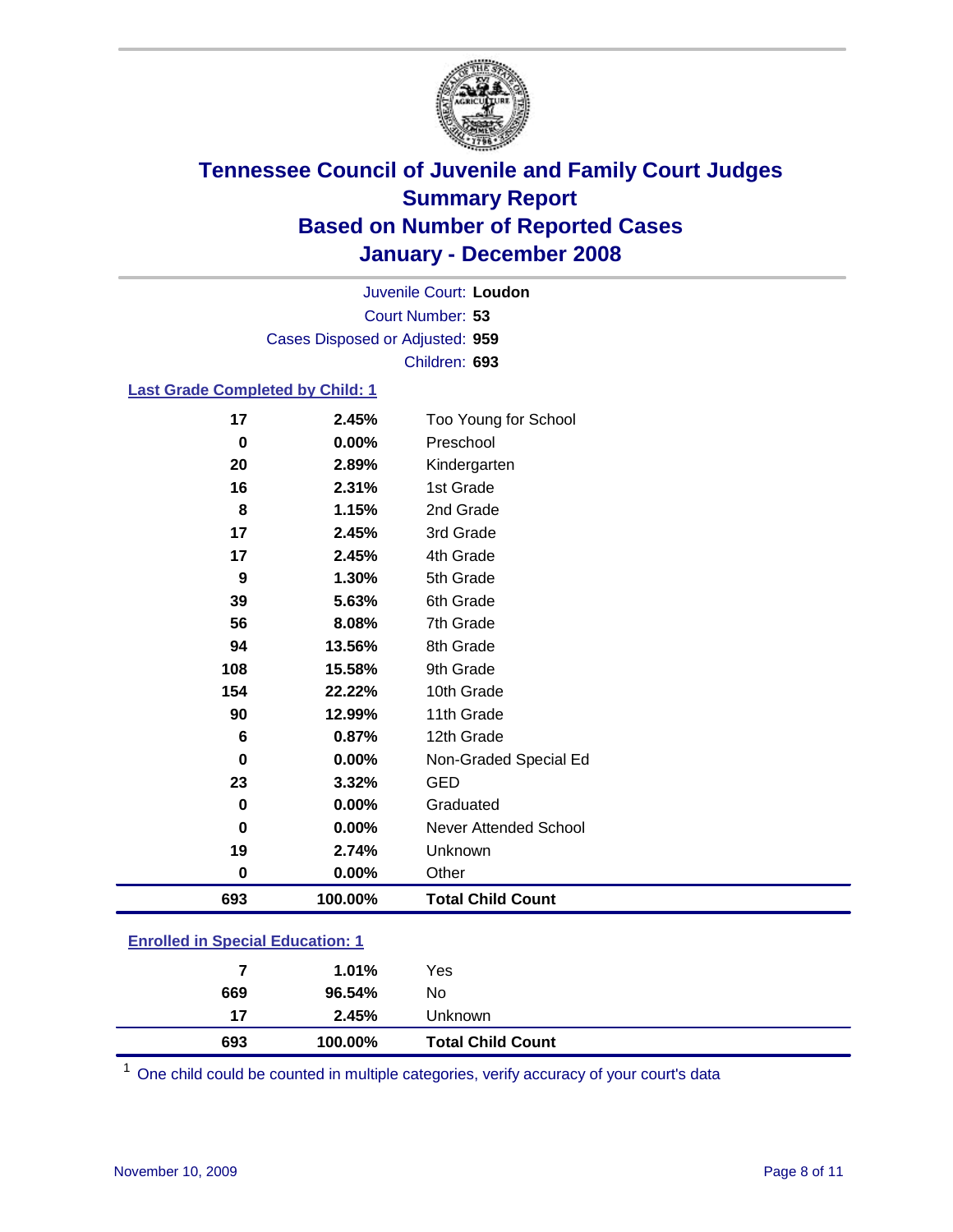# Tennessee Council of Juvenile and Family Court Judges
## Summary Report
## Based on Number of Reported Cases
## January - December 2008

Juvenile Court: **Loudon**
Court Number: **53**
Cases Disposed or Adjusted: **959**
Children: **693**

### Last Grade Completed by Child: 1

| Count | Percent | Category |
|---|---|---|
| 17 | 2.45% | Too Young for School |
| 0 | 0.00% | Preschool |
| 20 | 2.89% | Kindergarten |
| 16 | 2.31% | 1st Grade |
| 8 | 1.15% | 2nd Grade |
| 17 | 2.45% | 3rd Grade |
| 17 | 2.45% | 4th Grade |
| 9 | 1.30% | 5th Grade |
| 39 | 5.63% | 6th Grade |
| 56 | 8.08% | 7th Grade |
| 94 | 13.56% | 8th Grade |
| 108 | 15.58% | 9th Grade |
| 154 | 22.22% | 10th Grade |
| 90 | 12.99% | 11th Grade |
| 6 | 0.87% | 12th Grade |
| 0 | 0.00% | Non-Graded Special Ed |
| 23 | 3.32% | GED |
| 0 | 0.00% | Graduated |
| 0 | 0.00% | Never Attended School |
| 19 | 2.74% | Unknown |
| 0 | 0.00% | Other |
| **693** | **100.00%** | **Total Child Count** |

### Enrolled in Special Education: 1

| Count | Percent | Category |
|---|---|---|
| 7 | 1.01% | Yes |
| 669 | 96.54% | No |
| 17 | 2.45% | Unknown |
| **693** | **100.00%** | **Total Child Count** |

[1] One child could be counted in multiple categories, verify accuracy of your court's data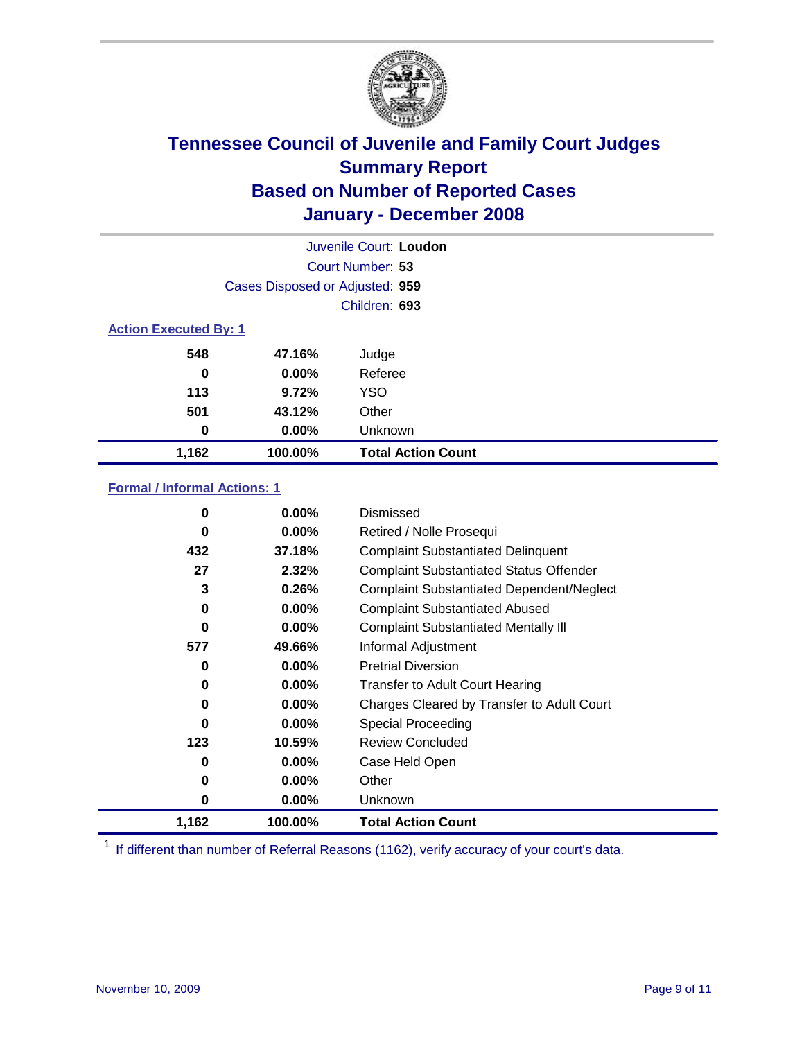# Tennessee Council of Juvenile and Family Court Judges
## Summary Report
## Based on Number of Reported Cases
## January - December 2008

Juvenile Court: **Loudon**
Court Number: **53**
Cases Disposed or Adjusted: **959**
Children: **693**

### Action Executed By: 1

| | | |
|---|---|---|
| 548 | 47.16% | Judge |
| 0 | 0.00% | Referee |
| 113 | 9.72% | YSO |
| 501 | 43.12% | Other |
| 0 | 0.00% | Unknown |
| **1,162** | **100.00%** | **Total Action Count** |

### Formal / Informal Actions: 1

| | | |
|---|---|---|
| 0 | 0.00% | Dismissed |
| 0 | 0.00% | Retired / Nolle Prosequi |
| 432 | 37.18% | Complaint Substantiated Delinquent |
| 27 | 2.32% | Complaint Substantiated Status Offender |
| 3 | 0.26% | Complaint Substantiated Dependent/Neglect |
| 0 | 0.00% | Complaint Substantiated Abused |
| 0 | 0.00% | Complaint Substantiated Mentally Ill |
| 577 | 49.66% | Informal Adjustment |
| 0 | 0.00% | Pretrial Diversion |
| 0 | 0.00% | Transfer to Adult Court Hearing |
| 0 | 0.00% | Charges Cleared by Transfer to Adult Court |
| 0 | 0.00% | Special Proceeding |
| 123 | 10.59% | Review Concluded |
| 0 | 0.00% | Case Held Open |
| 0 | 0.00% | Other |
| 0 | 0.00% | Unknown |
| **1,162** | **100.00%** | **Total Action Count** |

[1] If different than number of Referral Reasons (1162), verify accuracy of your court's data.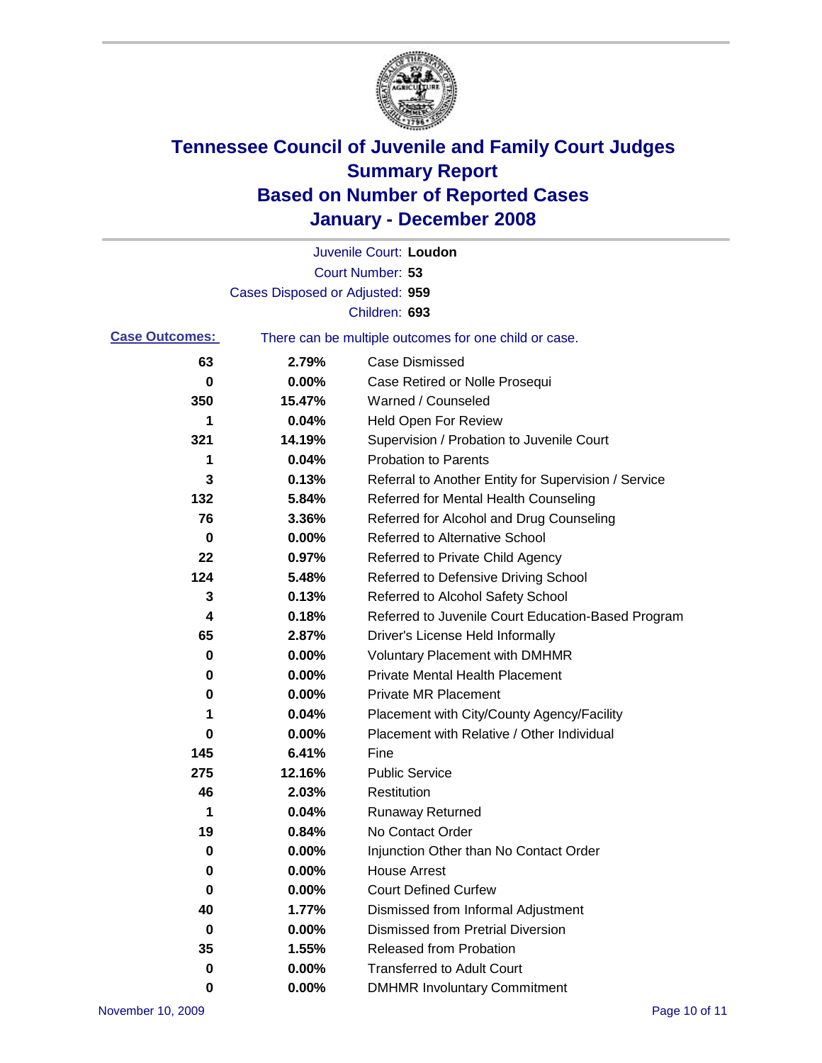# Tennessee Council of Juvenile and Family Court Judges
## Summary Report
## Based on Number of Reported Cases
## January - December 2008

Juvenile Court: **Loudon**

Court Number: **53**

Cases Disposed or Adjusted: **959**

Children: **693**

**Case Outcomes:** There can be multiple outcomes for one child or case.

| Count | Percent | Outcome |
|---|---|---|
| 63 | 2.79% | Case Dismissed |
| 0 | 0.00% | Case Retired or Nolle Prosequi |
| 350 | 15.47% | Warned / Counseled |
| 1 | 0.04% | Held Open For Review |
| 321 | 14.19% | Supervision / Probation to Juvenile Court |
| 1 | 0.04% | Probation to Parents |
| 3 | 0.13% | Referral to Another Entity for Supervision / Service |
| 132 | 5.84% | Referred for Mental Health Counseling |
| 76 | 3.36% | Referred for Alcohol and Drug Counseling |
| 0 | 0.00% | Referred to Alternative School |
| 22 | 0.97% | Referred to Private Child Agency |
| 124 | 5.48% | Referred to Defensive Driving School |
| 3 | 0.13% | Referred to Alcohol Safety School |
| 4 | 0.18% | Referred to Juvenile Court Education-Based Program |
| 65 | 2.87% | Driver's License Held Informally |
| 0 | 0.00% | Voluntary Placement with DMHMR |
| 0 | 0.00% | Private Mental Health Placement |
| 0 | 0.00% | Private MR Placement |
| 1 | 0.04% | Placement with City/County Agency/Facility |
| 0 | 0.00% | Placement with Relative / Other Individual |
| 145 | 6.41% | Fine |
| 275 | 12.16% | Public Service |
| 46 | 2.03% | Restitution |
| 1 | 0.04% | Runaway Returned |
| 19 | 0.84% | No Contact Order |
| 0 | 0.00% | Injunction Other than No Contact Order |
| 0 | 0.00% | House Arrest |
| 0 | 0.00% | Court Defined Curfew |
| 40 | 1.77% | Dismissed from Informal Adjustment |
| 0 | 0.00% | Dismissed from Pretrial Diversion |
| 35 | 1.55% | Released from Probation |
| 0 | 0.00% | Transferred to Adult Court |
| 0 | 0.00% | DMHMR Involuntary Commitment |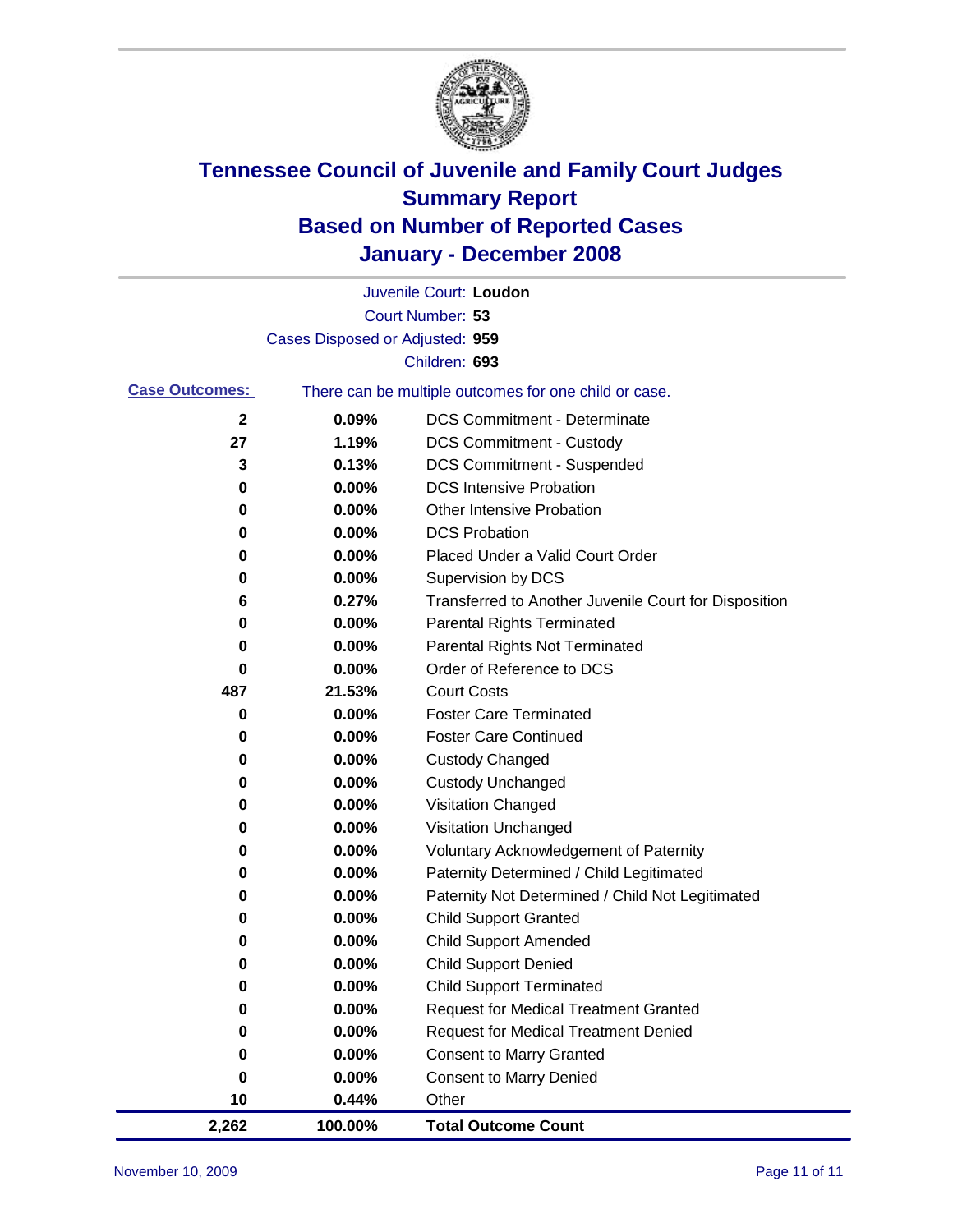# Tennessee Council of Juvenile and Family Court Judges
# Summary Report
# Based on Number of Reported Cases
# January - December 2008

Juvenile Court: **Loudon**

Court Number: **53**

Cases Disposed or Adjusted: **959**

Children: **693**

**Case Outcomes:** There can be multiple outcomes for one child or case.

| | | |
|---|---|---|
| 2 | 0.09% | DCS Commitment - Determinate |
| 27 | 1.19% | DCS Commitment - Custody |
| 3 | 0.13% | DCS Commitment - Suspended |
| 0 | 0.00% | DCS Intensive Probation |
| 0 | 0.00% | Other Intensive Probation |
| 0 | 0.00% | DCS Probation |
| 0 | 0.00% | Placed Under a Valid Court Order |
| 0 | 0.00% | Supervision by DCS |
| 6 | 0.27% | Transferred to Another Juvenile Court for Disposition |
| 0 | 0.00% | Parental Rights Terminated |
| 0 | 0.00% | Parental Rights Not Terminated |
| 0 | 0.00% | Order of Reference to DCS |
| 487 | 21.53% | Court Costs |
| 0 | 0.00% | Foster Care Terminated |
| 0 | 0.00% | Foster Care Continued |
| 0 | 0.00% | Custody Changed |
| 0 | 0.00% | Custody Unchanged |
| 0 | 0.00% | Visitation Changed |
| 0 | 0.00% | Visitation Unchanged |
| 0 | 0.00% | Voluntary Acknowledgement of Paternity |
| 0 | 0.00% | Paternity Determined / Child Legitimated |
| 0 | 0.00% | Paternity Not Determined / Child Not Legitimated |
| 0 | 0.00% | Child Support Granted |
| 0 | 0.00% | Child Support Amended |
| 0 | 0.00% | Child Support Denied |
| 0 | 0.00% | Child Support Terminated |
| 0 | 0.00% | Request for Medical Treatment Granted |
| 0 | 0.00% | Request for Medical Treatment Denied |
| 0 | 0.00% | Consent to Marry Granted |
| 0 | 0.00% | Consent to Marry Denied |
| 10 | 0.44% | Other |
| **2,262** | **100.00%** | **Total Outcome Count** |